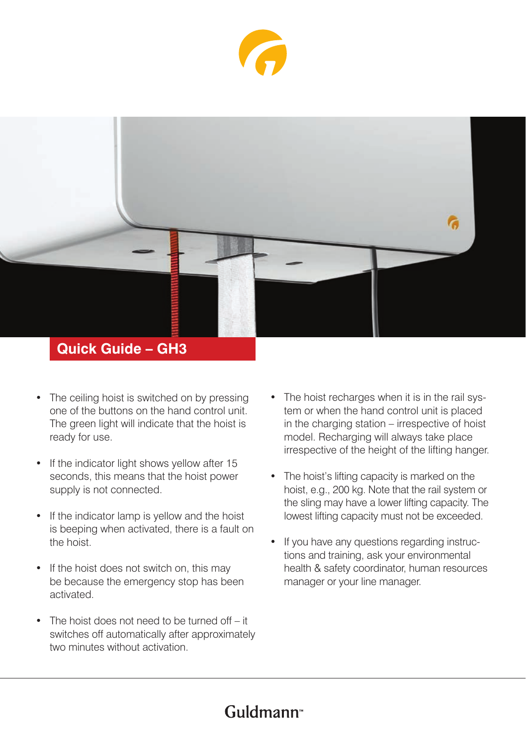# Quick Guide – GH3

- The ceiling hoist is switched on by pressing one of the buttons on the hand control unit. The green light will indicate that the hoist is ready for use.
- If the indicator light shows yellow after 15 seconds, this means that the hoist power supply is not connected.
- If the indicator lamp is yellow and the hoist is beeping when activated, there is a fault on the hoist.
- If the hoist does not switch on, this may be because the emergency stop has been activated.
- The hoist does not need to be turned off – it switches off automatically after approximately two minutes without activation.
- The hoist recharges when it is in the rail system or when the hand control unit is placed in the charging station – irrespective of hoist model. Recharging will always take place irrespective of the height of the lifting hanger.
- The hoist's lifting capacity is marked on the hoist, e.g., 200 kg. Note that the rail system or the sling may have a lower lifting capacity. The lowest lifting capacity must not be exceeded.
- If you have any questions regarding instructions and training, ask your environmental health & safety coordinator, human resources manager or your line manager.

Guldmann™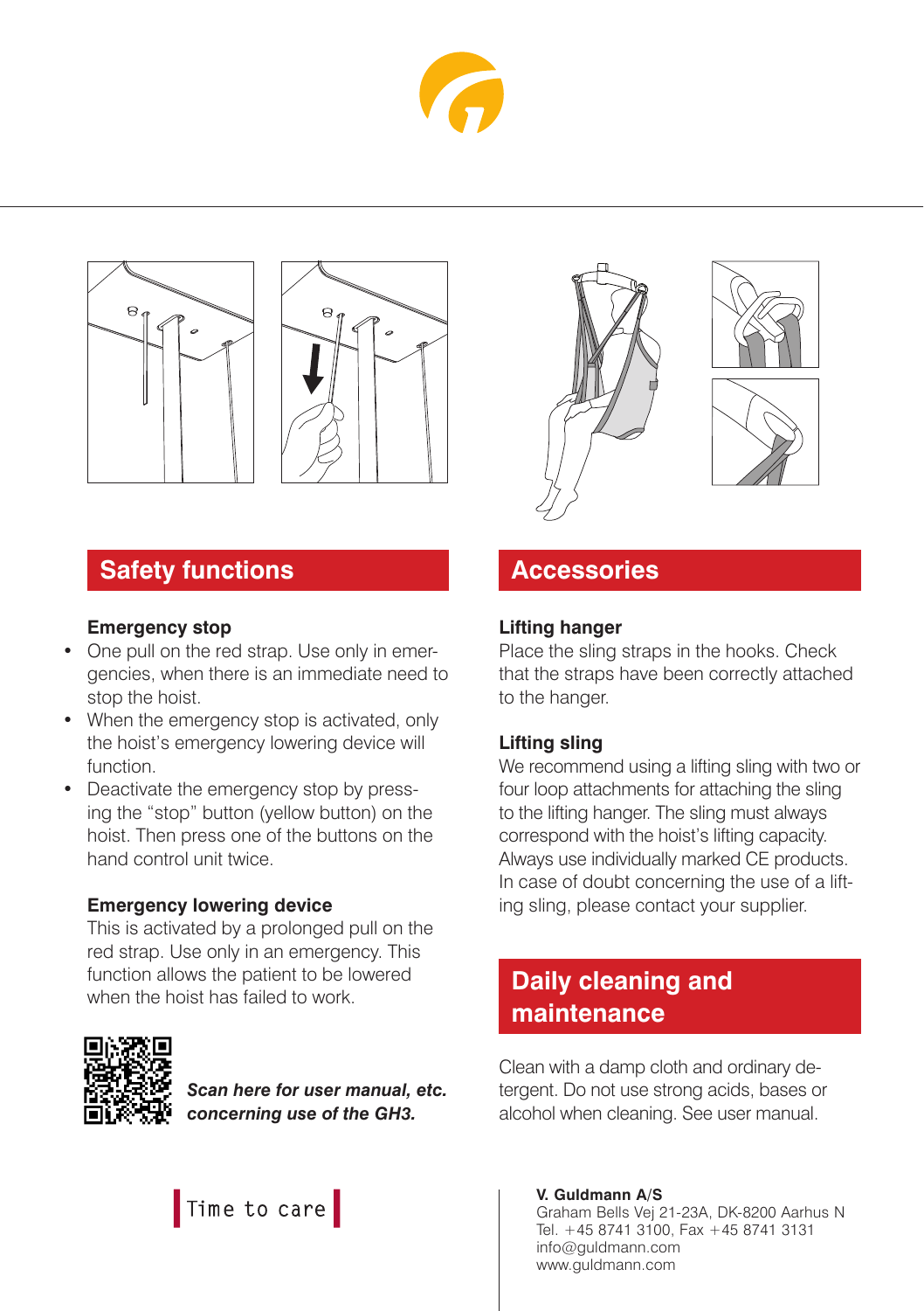## Safety functions

**Emergency stop**

- One pull on the red strap. Use only in emergencies, when there is an immediate need to stop the hoist.
- When the emergency stop is activated, only the hoist's emergency lowering device will function.
- Deactivate the emergency stop by pressing the "stop" button (yellow button) on the hoist. Then press one of the buttons on the hand control unit twice.

**Emergency lowering device**

This is activated by a prolonged pull on the red strap. Use only in an emergency. This function allows the patient to be lowered when the hoist has failed to work.

***Scan here for user manual, etc. concerning use of the GH3.***

## Accessories

**Lifting hanger**

Place the sling straps in the hooks. Check that the straps have been correctly attached to the hanger.

**Lifting sling**

We recommend using a lifting sling with two or four loop attachments for attaching the sling to the lifting hanger. The sling must always correspond with the hoist's lifting capacity. Always use individually marked CE products. In case of doubt concerning the use of a lifting sling, please contact your supplier.

## Daily cleaning and maintenance

Clean with a damp cloth and ordinary detergent. Do not use strong acids, bases or alcohol when cleaning. See user manual.

Time to care

**V. Guldmann A/S**
Graham Bells Vej 21-23A, DK-8200 Aarhus N
Tel. +45 8741 3100, Fax +45 8741 3131
info@guldmann.com
www.guldmann.com